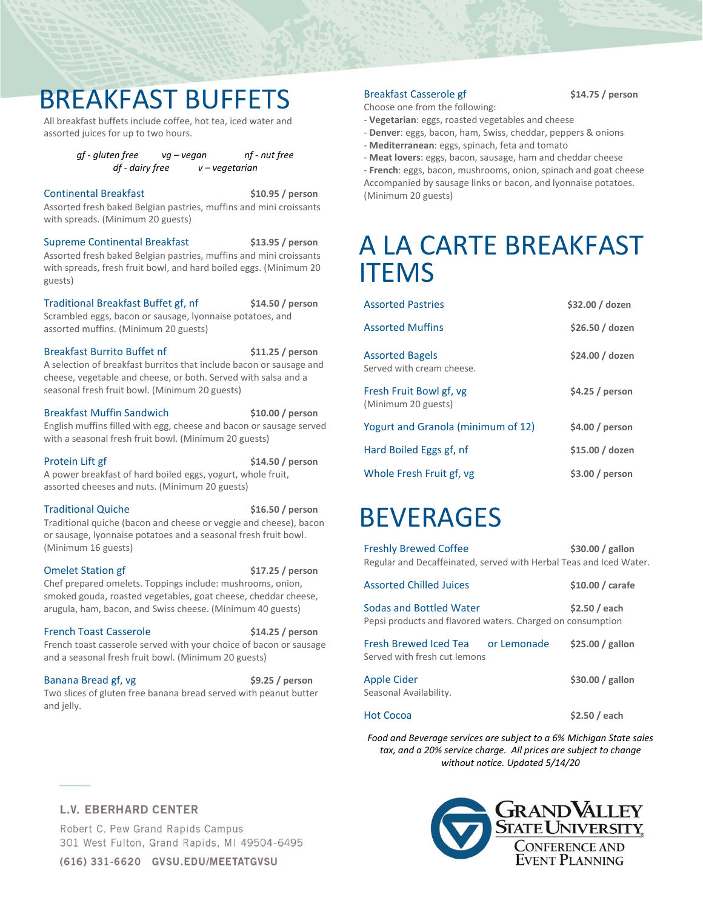# BREAKFAST BUFFETS

All breakfast buffets include coffee, hot tea, iced water and assorted juices for up to two hours.

*gf - gluten free* *vg – vegan* *nf - nut free*
*df - dairy free* *v – vegetarian*

**Continental Breakfast** — **$10.95 / person**
Assorted fresh baked Belgian pastries, muffins and mini croissants with spreads. (Minimum 20 guests)

**Supreme Continental Breakfast** — **$13.95 / person**
Assorted fresh baked Belgian pastries, muffins and mini croissants with spreads, fresh fruit bowl, and hard boiled eggs. (Minimum 20 guests)

**Traditional Breakfast Buffet gf, nf** — **$14.50 / person**
Scrambled eggs, bacon or sausage, lyonnaise potatoes, and assorted muffins. (Minimum 20 guests)

**Breakfast Burrito Buffet nf** — **$11.25 / person**
A selection of breakfast burritos that include bacon or sausage and cheese, vegetable and cheese, or both. Served with salsa and a seasonal fresh fruit bowl. (Minimum 20 guests)

**Breakfast Muffin Sandwich** — **$10.00 / person**
English muffins filled with egg, cheese and bacon or sausage served with a seasonal fresh fruit bowl. (Minimum 20 guests)

**Protein Lift gf** — **$14.50 / person**
A power breakfast of hard boiled eggs, yogurt, whole fruit, assorted cheeses and nuts. (Minimum 20 guests)

**Traditional Quiche** — **$16.50 / person**
Traditional quiche (bacon and cheese or veggie and cheese), bacon or sausage, lyonnaise potatoes and a seasonal fresh fruit bowl. (Minimum 16 guests)

**Omelet Station gf** — **$17.25 / person**
Chef prepared omelets. Toppings include: mushrooms, onion, smoked gouda, roasted vegetables, goat cheese, cheddar cheese, arugula, ham, bacon, and Swiss cheese. (Minimum 40 guests)

**French Toast Casserole** — **$14.25 / person**
French toast casserole served with your choice of bacon or sausage and a seasonal fresh fruit bowl. (Minimum 20 guests)

**Banana Bread gf, vg** — **$9.25 / person**
Two slices of gluten free banana bread served with peanut butter and jelly.

**Breakfast Casserole gf** — **$14.75 / person**
Choose one from the following:
- **Vegetarian**: eggs, roasted vegetables and cheese
- **Denver**: eggs, bacon, ham, Swiss, cheddar, peppers & onions
- **Mediterranean**: eggs, spinach, feta and tomato
- **Meat lovers**: eggs, bacon, sausage, ham and cheddar cheese
- **French**: eggs, bacon, mushrooms, onion, spinach and goat cheese

Accompanied by sausage links or bacon, and lyonnaise potatoes. (Minimum 20 guests)

# A LA CARTE BREAKFAST ITEMS

| Item | Price |
|---|---|
| Assorted Pastries | $32.00 / dozen |
| Assorted Muffins | $26.50 / dozen |
| Assorted Bagels<br>Served with cream cheese. | $24.00 / dozen |
| Fresh Fruit Bowl gf, vg<br>(Minimum 20 guests) | $4.25 / person |
| Yogurt and Granola (minimum of 12) | $4.00 / person |
| Hard Boiled Eggs gf, nf | $15.00 / dozen |
| Whole Fresh Fruit gf, vg | $3.00 / person |

# BEVERAGES

| Item | Price |
|---|---|
| Freshly Brewed Coffee<br>Regular and Decaffeinated, served with Herbal Teas and Iced Water. | $30.00 / gallon |
| Assorted Chilled Juices | $10.00 / carafe |
| Sodas and Bottled Water<br>Pepsi products and flavored waters. Charged on consumption | $2.50 / each |
| Fresh Brewed Iced Tea or Lemonade<br>Served with fresh cut lemons | $25.00 / gallon |
| Apple Cider<br>Seasonal Availability. | $30.00 / gallon |
| Hot Cocoa | $2.50 / each |

*Food and Beverage services are subject to a 6% Michigan State sales tax, and a 20% service charge. All prices are subject to change without notice. Updated 5/14/20*

**L.V. EBERHARD CENTER**
Robert C. Pew Grand Rapids Campus
301 West Fulton, Grand Rapids, MI 49504-6495
**(616) 331-6620 GVSU.EDU/MEETATGVSU**

Grand Valley State University
Conference and Event Planning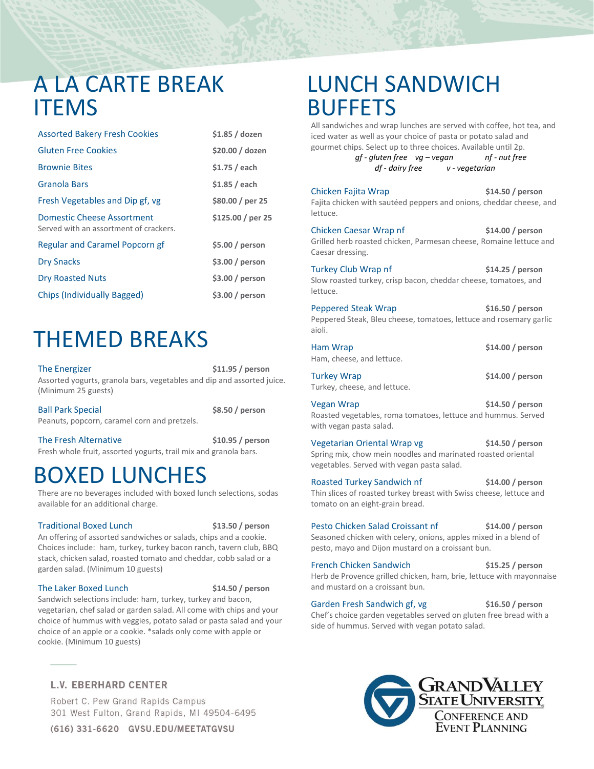# A LA CARTE BREAK ITEMS

| Item | Price |
|---|---|
| Assorted Bakery Fresh Cookies | $1.85 / dozen |
| Gluten Free Cookies | $20.00 / dozen |
| Brownie Bites | $1.75 / each |
| Granola Bars | $1.85 / each |
| Fresh Vegetables and Dip gf, vg | $80.00 / per 25 |
| Domestic Cheese Assortment<br>Served with an assortment of crackers. | $125.00 / per 25 |
| Regular and Caramel Popcorn gf | $5.00 / person |
| Dry Snacks | $3.00 / person |
| Dry Roasted Nuts | $3.00 / person |
| Chips (Individually Bagged) | $3.00 / person |

# THEMED BREAKS

**The Energizer** — $11.95 / person
Assorted yogurts, granola bars, vegetables and dip and assorted juice. (Minimum 25 guests)

**Ball Park Special** — $8.50 / person
Peanuts, popcorn, caramel corn and pretzels.

**The Fresh Alternative** — $10.95 / person
Fresh whole fruit, assorted yogurts, trail mix and granola bars.

# BOXED LUNCHES

There are no beverages included with boxed lunch selections, sodas available for an additional charge.

**Traditional Boxed Lunch** — $13.50 / person
An offering of assorted sandwiches or salads, chips and a cookie. Choices include: ham, turkey, turkey bacon ranch, tavern club, BBQ stack, chicken salad, roasted tomato and cheddar, cobb salad or a garden salad. (Minimum 10 guests)

**The Laker Boxed Lunch** — $14.50 / person
Sandwich selections include: ham, turkey, turkey and bacon, vegetarian, chef salad or garden salad. All come with chips and your choice of hummus with veggies, potato salad or pasta salad and your choice of an apple or a cookie. *salads only come with apple or cookie. (Minimum 10 guests)

# LUNCH SANDWICH BUFFETS

All sandwiches and wrap lunches are served with coffee, hot tea, and iced water as well as your choice of pasta or potato salad and gourmet chips. Select up to three choices. Available until 2p.

*gf - gluten free vg – vegan nf - nut free*
*df - dairy free v - vegetarian*

**Chicken Fajita Wrap** — $14.50 / person
Fajita chicken with sautéed peppers and onions, cheddar cheese, and lettuce.

**Chicken Caesar Wrap nf** — $14.00 / person
Grilled herb roasted chicken, Parmesan cheese, Romaine lettuce and Caesar dressing.

**Turkey Club Wrap nf** — $14.25 / person
Slow roasted turkey, crisp bacon, cheddar cheese, tomatoes, and lettuce.

**Peppered Steak Wrap** — $16.50 / person
Peppered Steak, Bleu cheese, tomatoes, lettuce and rosemary garlic aioli.

**Ham Wrap** — $14.00 / person
Ham, cheese, and lettuce.

**Turkey Wrap** — $14.00 / person
Turkey, cheese, and lettuce.

**Vegan Wrap** — $14.50 / person
Roasted vegetables, roma tomatoes, lettuce and hummus. Served with vegan pasta salad.

**Vegetarian Oriental Wrap vg** — $14.50 / person
Spring mix, chow mein noodles and marinated roasted oriental vegetables. Served with vegan pasta salad.

**Roasted Turkey Sandwich nf** — $14.00 / person
Thin slices of roasted turkey breast with Swiss cheese, lettuce and tomato on an eight-grain bread.

**Pesto Chicken Salad Croissant nf** — $14.00 / person
Seasoned chicken with celery, onions, apples mixed in a blend of pesto, mayo and Dijon mustard on a croissant bun.

**French Chicken Sandwich** — $15.25 / person
Herb de Provence grilled chicken, ham, brie, lettuce with mayonnaise and mustard on a croissant bun.

**Garden Fresh Sandwich gf, vg** — $16.50 / person
Chef's choice garden vegetables served on gluten free bread with a side of hummus. Served with vegan potato salad.

L.V. EBERHARD CENTER
Robert C. Pew Grand Rapids Campus
301 West Fulton, Grand Rapids, MI 49504-6495
(616) 331-6620 GVSU.EDU/MEETATGVSU

Grand Valley State University
Conference and Event Planning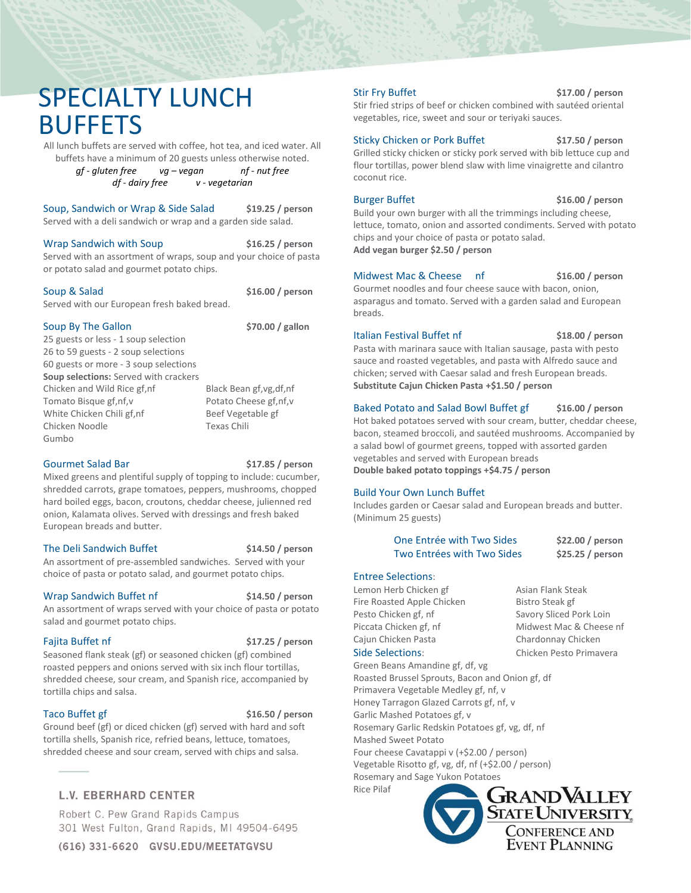# SPECIALTY LUNCH BUFFETS

All lunch buffets are served with coffee, hot tea, and iced water. All buffets have a minimum of 20 guests unless otherwise noted.

*gf - gluten free* *vg – vegan* *nf - nut free*
*df - dairy free* *v - vegetarian*

### Soup, Sandwich or Wrap & Side Salad — $19.25 / person

Served with a deli sandwich or wrap and a garden side salad.

### Wrap Sandwich with Soup — $16.25 / person

Served with an assortment of wraps, soup and your choice of pasta or potato salad and gourmet potato chips.

### Soup & Salad — $16.00 / person

Served with our European fresh baked bread.

### Soup By The Gallon — $70.00 / gallon

25 guests or less - 1 soup selection
26 to 59 guests - 2 soup selections
60 guests or more - 3 soup selections

**Soup selections:** Served with crackers

- Chicken and Wild Rice gf,nf
- Tomato Bisque gf,nf,v
- White Chicken Chili gf,nf
- Chicken Noodle
- Gumbo
- Black Bean gf,vg,df,nf
- Potato Cheese gf,nf,v
- Beef Vegetable gf
- Texas Chili

### Gourmet Salad Bar — $17.85 / person

Mixed greens and plentiful supply of topping to include: cucumber, shredded carrots, grape tomatoes, peppers, mushrooms, chopped hard boiled eggs, bacon, croutons, cheddar cheese, julienned red onion, Kalamata olives. Served with dressings and fresh baked European breads and butter.

### The Deli Sandwich Buffet — $14.50 / person

An assortment of pre-assembled sandwiches. Served with your choice of pasta or potato salad, and gourmet potato chips.

### Wrap Sandwich Buffet nf — $14.50 / person

An assortment of wraps served with your choice of pasta or potato salad and gourmet potato chips.

### Fajita Buffet nf — $17.25 / person

Seasoned flank steak (gf) or seasoned chicken (gf) combined roasted peppers and onions served with six inch flour tortillas, shredded cheese, sour cream, and Spanish rice, accompanied by tortilla chips and salsa.

### Taco Buffet gf — $16.50 / person

Ground beef (gf) or diced chicken (gf) served with hard and soft tortilla shells, Spanish rice, refried beans, lettuce, tomatoes, shredded cheese and sour cream, served with chips and salsa.

### Stir Fry Buffet — $17.00 / person

Stir fried strips of beef or chicken combined with sautéed oriental vegetables, rice, sweet and sour or teriyaki sauces.

### Sticky Chicken or Pork Buffet — $17.50 / person

Grilled sticky chicken or sticky pork served with bib lettuce cup and flour tortillas, power blend slaw with lime vinaigrette and cilantro coconut rice.

### Burger Buffet — $16.00 / person

Build your own burger with all the trimmings including cheese, lettuce, tomato, onion and assorted condiments. Served with potato chips and your choice of pasta or potato salad.
**Add vegan burger $2.50 / person**

### Midwest Mac & Cheese nf — $16.00 / person

Gourmet noodles and four cheese sauce with bacon, onion, asparagus and tomato. Served with a garden salad and European breads.

### Italian Festival Buffet nf — $18.00 / person

Pasta with marinara sauce with Italian sausage, pasta with pesto sauce and roasted vegetables, and pasta with Alfredo sauce and chicken; served with Caesar salad and fresh European breads.
**Substitute Cajun Chicken Pasta +$1.50 / person**

### Baked Potato and Salad Bowl Buffet gf — $16.00 / person

Hot baked potatoes served with sour cream, butter, cheddar cheese, bacon, steamed broccoli, and sautéed mushrooms. Accompanied by a salad bowl of gourmet greens, topped with assorted garden vegetables and served with European breads
**Double baked potato toppings +$4.75 / person**

### Build Your Own Lunch Buffet

Includes garden or Caesar salad and European breads and butter. (Minimum 25 guests)

| | |
|---|---|
| One Entrée with Two Sides | $22.00 / person |
| Two Entrées with Two Sides | $25.25 / person |

**Entree Selections:**

- Lemon Herb Chicken gf
- Fire Roasted Apple Chicken
- Pesto Chicken gf, nf
- Piccata Chicken gf, nf
- Cajun Chicken Pasta
- Asian Flank Steak
- Bistro Steak gf
- Savory Sliced Pork Loin
- Midwest Mac & Cheese nf
- Chardonnay Chicken
- Chicken Pesto Primavera

**Side Selections:**

- Green Beans Amandine gf, df, vg
- Roasted Brussel Sprouts, Bacon and Onion gf, df
- Primavera Vegetable Medley gf, nf, v
- Honey Tarragon Glazed Carrots gf, nf, v
- Garlic Mashed Potatoes gf, v
- Rosemary Garlic Redskin Potatoes gf, vg, df, nf
- Mashed Sweet Potato
- Four cheese Cavatappi v (+$2.00 / person)
- Vegetable Risotto gf, vg, df, nf (+$2.00 / person)
- Rosemary and Sage Yukon Potatoes
- Rice Pilaf

**L.V. EBERHARD CENTER**
Robert C. Pew Grand Rapids Campus
301 West Fulton, Grand Rapids, MI 49504-6495
(616) 331-6620 GVSU.EDU/MEETATGVSU

Grand Valley State University Conference and Event Planning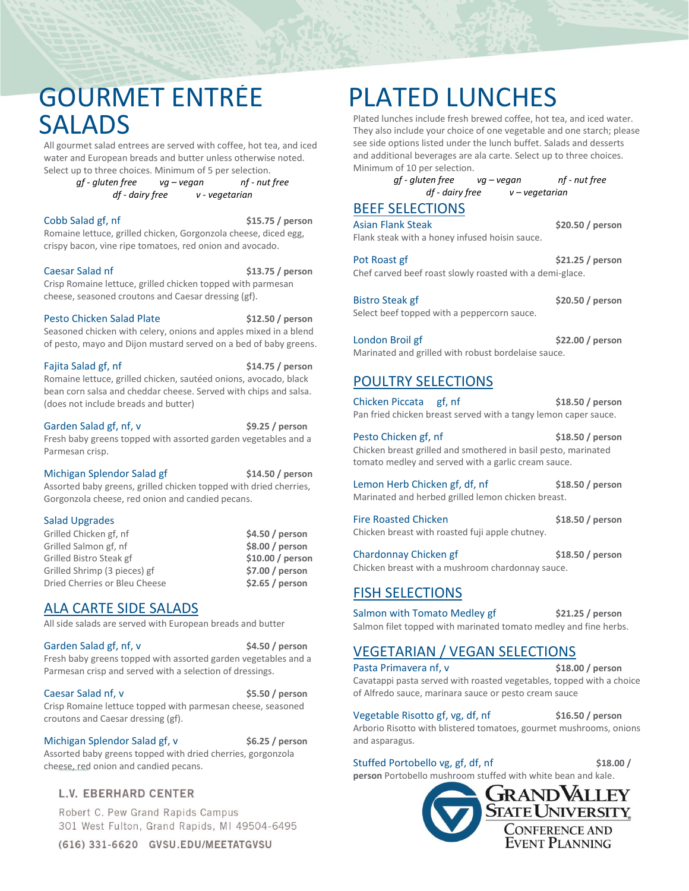# GOURMET ENTRÉE SALADS

All gourmet salad entrees are served with coffee, hot tea, and iced water and European breads and butter unless otherwise noted. Select up to three choices. Minimum of 5 per selection.

*gf - gluten free vg – vegan nf - nut free df - dairy free v - vegetarian*

**Cobb Salad gf, nf** — **$15.75 / person**
Romaine lettuce, grilled chicken, Gorgonzola cheese, diced egg, crispy bacon, vine ripe tomatoes, red onion and avocado.

**Caesar Salad nf** — **$13.75 / person**
Crisp Romaine lettuce, grilled chicken topped with parmesan cheese, seasoned croutons and Caesar dressing (gf).

**Pesto Chicken Salad Plate** — **$12.50 / person**
Seasoned chicken with celery, onions and apples mixed in a blend of pesto, mayo and Dijon mustard served on a bed of baby greens.

**Fajita Salad gf, nf** — **$14.75 / person**
Romaine lettuce, grilled chicken, sautéed onions, avocado, black bean corn salsa and cheddar cheese. Served with chips and salsa. (does not include breads and butter)

**Garden Salad gf, nf, v** — **$9.25 / person**
Fresh baby greens topped with assorted garden vegetables and a Parmesan crisp.

**Michigan Splendor Salad gf** — **$14.50 / person**
Assorted baby greens, grilled chicken topped with dried cherries, Gorgonzola cheese, red onion and candied pecans.

### Salad Upgrades

| Item | Price |
|---|---|
| Grilled Chicken gf, nf | $4.50 / person |
| Grilled Salmon gf, nf | $8.00 / person |
| Grilled Bistro Steak gf | $10.00 / person |
| Grilled Shrimp (3 pieces) gf | $7.00 / person |
| Dried Cherries or Bleu Cheese | $2.65 / person |

## ALA CARTE SIDE SALADS

All side salads are served with European breads and butter

**Garden Salad gf, nf, v** — **$4.50 / person**
Fresh baby greens topped with assorted garden vegetables and a Parmesan crisp and served with a selection of dressings.

**Caesar Salad nf, v** — **$5.50 / person**
Crisp Romaine lettuce topped with parmesan cheese, seasoned croutons and Caesar dressing (gf).

**Michigan Splendor Salad gf, v** — **$6.25 / person**
Assorted baby greens topped with dried cherries, gorgonzola cheese, red onion and candied pecans.

**L.V. EBERHARD CENTER**
Robert C. Pew Grand Rapids Campus
301 West Fulton, Grand Rapids, MI 49504-6495
**(616) 331-6620 GVSU.EDU/MEETATGVSU**

# PLATED LUNCHES

Plated lunches include fresh brewed coffee, hot tea, and iced water. They also include your choice of one vegetable and one starch; please see side options listed under the lunch buffet. Salads and desserts and additional beverages are ala carte. Select up to three choices. Minimum of 10 per selection.

*gf - gluten free vg – vegan nf - nut free df - dairy free v – vegetarian*

## BEEF SELECTIONS

**Asian Flank Steak** — **$20.50 / person**
Flank steak with a honey infused hoisin sauce.

**Pot Roast gf** — **$21.25 / person**
Chef carved beef roast slowly roasted with a demi-glace.

**Bistro Steak gf** — **$20.50 / person**
Select beef topped with a peppercorn sauce.

**London Broil gf** — **$22.00 / person**
Marinated and grilled with robust bordelaise sauce.

## POULTRY SELECTIONS

**Chicken Piccata gf, nf** — **$18.50 / person**
Pan fried chicken breast served with a tangy lemon caper sauce.

**Pesto Chicken gf, nf** — **$18.50 / person**
Chicken breast grilled and smothered in basil pesto, marinated tomato medley and served with a garlic cream sauce.

**Lemon Herb Chicken gf, df, nf** — **$18.50 / person**
Marinated and herbed grilled lemon chicken breast.

**Fire Roasted Chicken** — **$18.50 / person**
Chicken breast with roasted fuji apple chutney.

**Chardonnay Chicken gf** — **$18.50 / person**
Chicken breast with a mushroom chardonnay sauce.

## FISH SELECTIONS

**Salmon with Tomato Medley gf** — **$21.25 / person**
Salmon filet topped with marinated tomato medley and fine herbs.

## VEGETARIAN / VEGAN SELECTIONS

**Pasta Primavera nf, v** — **$18.00 / person**
Cavatappi pasta served with roasted vegetables, topped with a choice of Alfredo sauce, marinara sauce or pesto cream sauce

**Vegetable Risotto gf, vg, df, nf** — **$16.50 / person**
Arborio Risotto with blistered tomatoes, gourmet mushrooms, onions and asparagus.

**Stuffed Portobello vg, gf, df, nf** — **$18.00 / person**
Portobello mushroom stuffed with white bean and kale.

GRAND VALLEY STATE UNIVERSITY
CONFERENCE AND EVENT PLANNING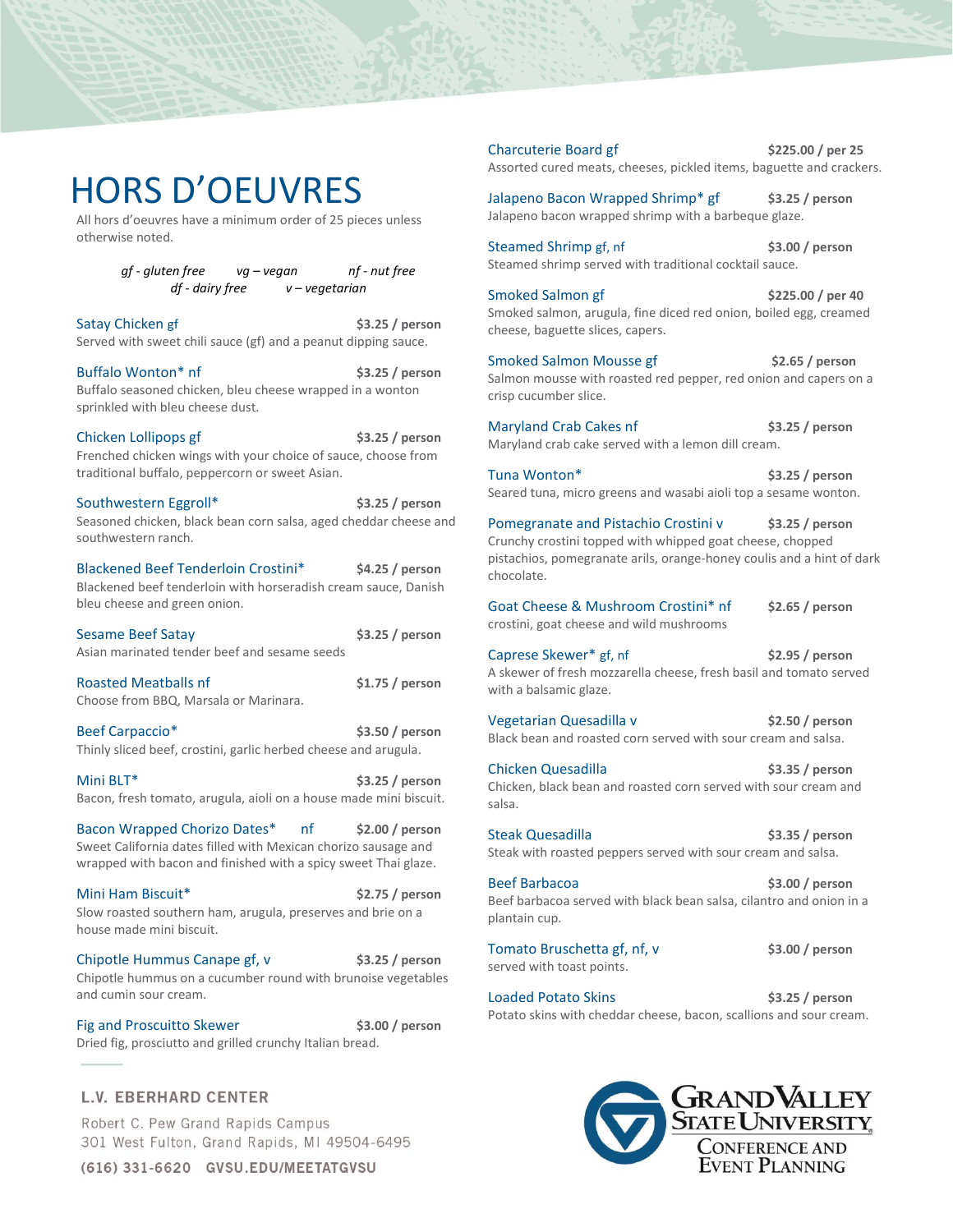# HORS D'OEUVRES

All hors d'oeuvres have a minimum order of 25 pieces unless otherwise noted.

*gf - gluten free    vg – vegan    nf - nut free*
*df - dairy free    v – vegetarian*

**Satay Chicken gf** — **$3.25 / person**
Served with sweet chili sauce (gf) and a peanut dipping sauce.

**Buffalo Wonton* nf** — **$3.25 / person**
Buffalo seasoned chicken, bleu cheese wrapped in a wonton sprinkled with bleu cheese dust.

**Chicken Lollipops gf** — **$3.25 / person**
Frenched chicken wings with your choice of sauce, choose from traditional buffalo, peppercorn or sweet Asian.

**Southwestern Eggroll*** — **$3.25 / person**
Seasoned chicken, black bean corn salsa, aged cheddar cheese and southwestern ranch.

**Blackened Beef Tenderloin Crostini*** — **$4.25 / person**
Blackened beef tenderloin with horseradish cream sauce, Danish bleu cheese and green onion.

**Sesame Beef Satay** — **$3.25 / person**
Asian marinated tender beef and sesame seeds

**Roasted Meatballs nf** — **$1.75 / person**
Choose from BBQ, Marsala or Marinara.

**Beef Carpaccio*** — **$3.50 / person**
Thinly sliced beef, crostini, garlic herbed cheese and arugula.

**Mini BLT*** — **$3.25 / person**
Bacon, fresh tomato, arugula, aioli on a house made mini biscuit.

**Bacon Wrapped Chorizo Dates* nf** — **$2.00 / person**
Sweet California dates filled with Mexican chorizo sausage and wrapped with bacon and finished with a spicy sweet Thai glaze.

**Mini Ham Biscuit*** — **$2.75 / person**
Slow roasted southern ham, arugula, preserves and brie on a house made mini biscuit.

**Chipotle Hummus Canape gf, v** — **$3.25 / person**
Chipotle hummus on a cucumber round with brunoise vegetables and cumin sour cream.

**Fig and Proscuitto Skewer** — **$3.00 / person**
Dried fig, prosciutto and grilled crunchy Italian bread.

**Charcuterie Board gf** — **$225.00 / per 25**
Assorted cured meats, cheeses, pickled items, baguette and crackers.

**Jalapeno Bacon Wrapped Shrimp* gf** — **$3.25 / person**
Jalapeno bacon wrapped shrimp with a barbeque glaze.

**Steamed Shrimp gf, nf** — **$3.00 / person**
Steamed shrimp served with traditional cocktail sauce.

**Smoked Salmon gf** — **$225.00 / per 40**
Smoked salmon, arugula, fine diced red onion, boiled egg, creamed cheese, baguette slices, capers.

**Smoked Salmon Mousse gf** — **$2.65 / person**
Salmon mousse with roasted red pepper, red onion and capers on a crisp cucumber slice.

**Maryland Crab Cakes nf** — **$3.25 / person**
Maryland crab cake served with a lemon dill cream.

**Tuna Wonton*** — **$3.25 / person**
Seared tuna, micro greens and wasabi aioli top a sesame wonton.

**Pomegranate and Pistachio Crostini v** — **$3.25 / person**
Crunchy crostini topped with whipped goat cheese, chopped pistachios, pomegranate arils, orange-honey coulis and a hint of dark chocolate.

**Goat Cheese & Mushroom Crostini* nf** — **$2.65 / person**
crostini, goat cheese and wild mushrooms

**Caprese Skewer* gf, nf** — **$2.95 / person**
A skewer of fresh mozzarella cheese, fresh basil and tomato served with a balsamic glaze.

**Vegetarian Quesadilla v** — **$2.50 / person**
Black bean and roasted corn served with sour cream and salsa.

**Chicken Quesadilla** — **$3.35 / person**
Chicken, black bean and roasted corn served with sour cream and salsa.

**Steak Quesadilla** — **$3.35 / person**
Steak with roasted peppers served with sour cream and salsa.

**Beef Barbacoa** — **$3.00 / person**
Beef barbacoa served with black bean salsa, cilantro and onion in a plantain cup.

**Tomato Bruschetta gf, nf, v** — **$3.00 / person**
served with toast points.

**Loaded Potato Skins** — **$3.25 / person**
Potato skins with cheddar cheese, bacon, scallions and sour cream.

L.V. EBERHARD CENTER
Robert C. Pew Grand Rapids Campus
301 West Fulton, Grand Rapids, MI 49504-6495
(616) 331-6620 GVSU.EDU/MEETATGVSU

Grand Valley State University
Conference and Event Planning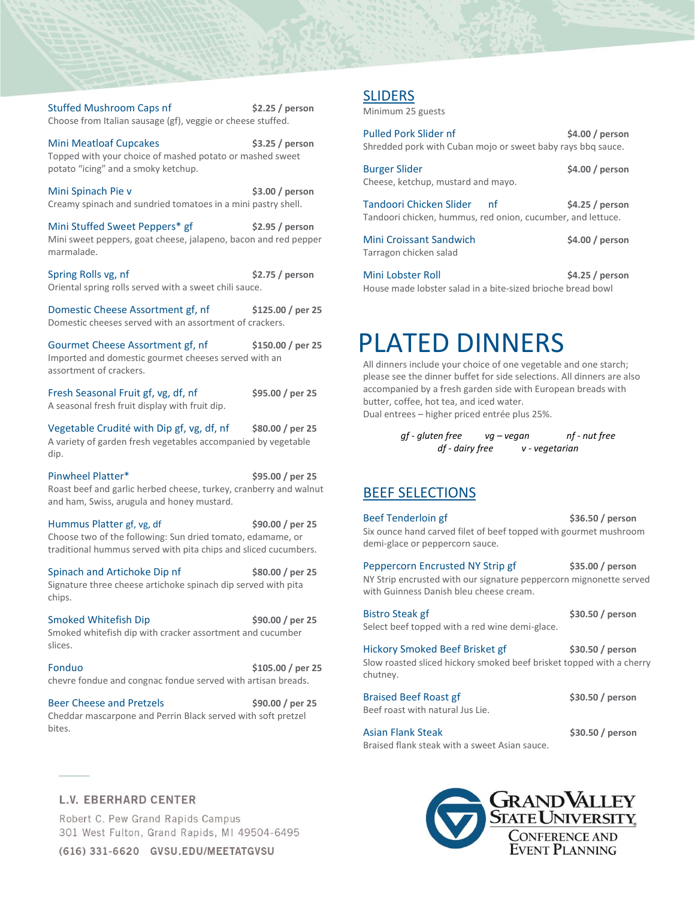**Stuffed Mushroom Caps nf** — **$2.25 / person**
Choose from Italian sausage (gf), veggie or cheese stuffed.

**Mini Meatloaf Cupcakes** — **$3.25 / person**
Topped with your choice of mashed potato or mashed sweet potato "icing" and a smoky ketchup.

**Mini Spinach Pie v** — **$3.00 / person**
Creamy spinach and sundried tomatoes in a mini pastry shell.

**Mini Stuffed Sweet Peppers* gf** — **$2.95 / person**
Mini sweet peppers, goat cheese, jalapeno, bacon and red pepper marmalade.

**Spring Rolls vg, nf** — **$2.75 / person**
Oriental spring rolls served with a sweet chili sauce.

**Domestic Cheese Assortment gf, nf** — **$125.00 / per 25**
Domestic cheeses served with an assortment of crackers.

**Gourmet Cheese Assortment gf, nf** — **$150.00 / per 25**
Imported and domestic gourmet cheeses served with an assortment of crackers.

**Fresh Seasonal Fruit gf, vg, df, nf** — **$95.00 / per 25**
A seasonal fresh fruit display with fruit dip.

**Vegetable Crudité with Dip gf, vg, df, nf** — **$80.00 / per 25**
A variety of garden fresh vegetables accompanied by vegetable dip.

**Pinwheel Platter*** — **$95.00 / per 25**
Roast beef and garlic herbed cheese, turkey, cranberry and walnut and ham, Swiss, arugula and honey mustard.

**Hummus Platter gf, vg, df** — **$90.00 / per 25**
Choose two of the following: Sun dried tomato, edamame, or traditional hummus served with pita chips and sliced cucumbers.

**Spinach and Artichoke Dip nf** — **$80.00 / per 25**
Signature three cheese artichoke spinach dip served with pita chips.

**Smoked Whitefish Dip** — **$90.00 / per 25**
Smoked whitefish dip with cracker assortment and cucumber slices.

**Fonduo** — **$105.00 / per 25**
chevre fondue and congnac fondue served with artisan breads.

**Beer Cheese and Pretzels** — **$90.00 / per 25**
Cheddar mascarpone and Perrin Black served with soft pretzel bites.

## SLIDERS

Minimum 25 guests

**Pulled Pork Slider nf** — **$4.00 / person**
Shredded pork with Cuban mojo or sweet baby rays bbq sauce.

**Burger Slider** — **$4.00 / person**
Cheese, ketchup, mustard and mayo.

**Tandoori Chicken Slider nf** — **$4.25 / person**
Tandoori chicken, hummus, red onion, cucumber, and lettuce.

**Mini Croissant Sandwich** — **$4.00 / person**
Tarragon chicken salad

**Mini Lobster Roll** — **$4.25 / person**
House made lobster salad in a bite-sized brioche bread bowl

# PLATED DINNERS

All dinners include your choice of one vegetable and one starch; please see the dinner buffet for side selections. All dinners are also accompanied by a fresh garden side with European breads with butter, coffee, hot tea, and iced water.
Dual entrees – higher priced entrée plus 25%.

*gf - gluten free* *vg – vegan* *nf - nut free*
*df - dairy free* *v - vegetarian*

## BEEF SELECTIONS

**Beef Tenderloin gf** — **$36.50 / person**
Six ounce hand carved filet of beef topped with gourmet mushroom demi-glace or peppercorn sauce.

**Peppercorn Encrusted NY Strip gf** — **$35.00 / person**
NY Strip encrusted with our signature peppercorn mignonette served with Guinness Danish bleu cheese cream.

**Bistro Steak gf** — **$30.50 / person**
Select beef topped with a red wine demi-glace.

**Hickory Smoked Beef Brisket gf** — **$30.50 / person**
Slow roasted sliced hickory smoked beef brisket topped with a cherry chutney.

**Braised Beef Roast gf** — **$30.50 / person**
Beef roast with natural Jus Lie.

**Asian Flank Steak** — **$30.50 / person**
Braised flank steak with a sweet Asian sauce.

**L.V. EBERHARD CENTER**
Robert C. Pew Grand Rapids Campus
301 West Fulton, Grand Rapids, MI 49504-6495
(616) 331-6620 GVSU.EDU/MEETATGVSU

Grand Valley State University
Conference and Event Planning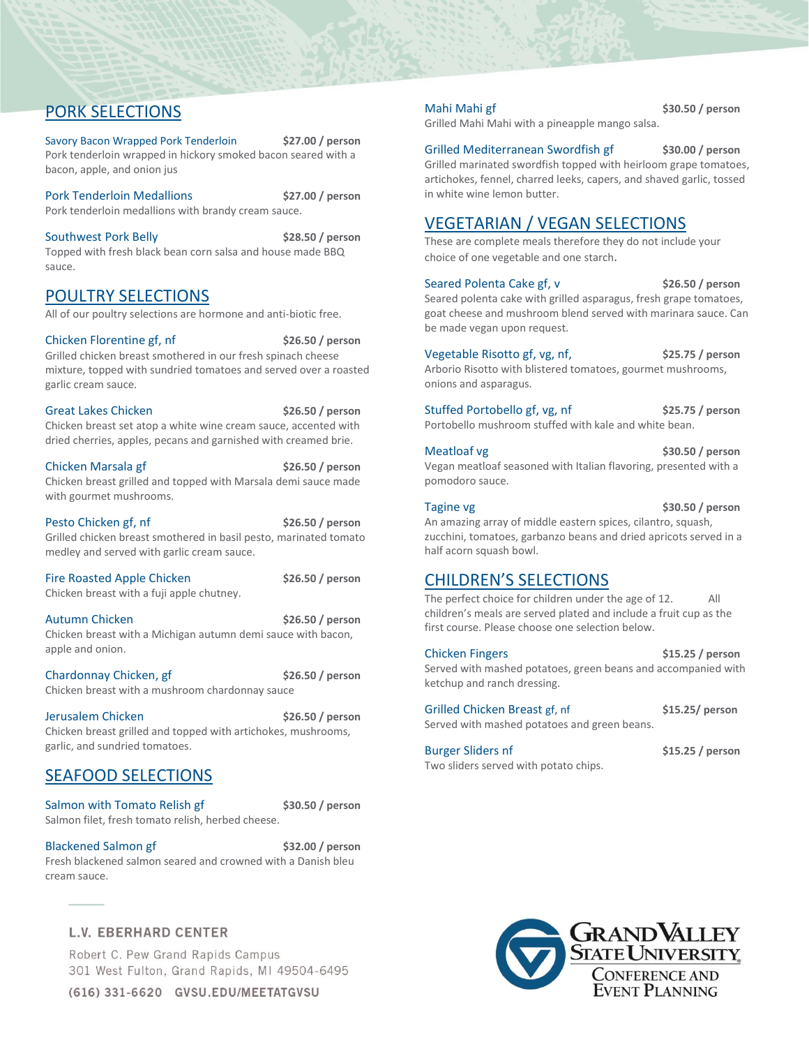## PORK SELECTIONS

**Savory Bacon Wrapped Pork Tenderloin** — **$27.00 / person**
Pork tenderloin wrapped in hickory smoked bacon seared with a bacon, apple, and onion jus

**Pork Tenderloin Medallions** — **$27.00 / person**
Pork tenderloin medallions with brandy cream sauce.

**Southwest Pork Belly** — **$28.50 / person**
Topped with fresh black bean corn salsa and house made BBQ sauce.

## POULTRY SELECTIONS

All of our poultry selections are hormone and anti-biotic free.

**Chicken Florentine gf, nf** — **$26.50 / person**
Grilled chicken breast smothered in our fresh spinach cheese mixture, topped with sundried tomatoes and served over a roasted garlic cream sauce.

**Great Lakes Chicken** — **$26.50 / person**
Chicken breast set atop a white wine cream sauce, accented with dried cherries, apples, pecans and garnished with creamed brie.

**Chicken Marsala gf** — **$26.50 / person**
Chicken breast grilled and topped with Marsala demi sauce made with gourmet mushrooms.

**Pesto Chicken gf, nf** — **$26.50 / person**
Grilled chicken breast smothered in basil pesto, marinated tomato medley and served with garlic cream sauce.

**Fire Roasted Apple Chicken** — **$26.50 / person**
Chicken breast with a fuji apple chutney.

**Autumn Chicken** — **$26.50 / person**
Chicken breast with a Michigan autumn demi sauce with bacon, apple and onion.

**Chardonnay Chicken, gf** — **$26.50 / person**
Chicken breast with a mushroom chardonnay sauce

**Jerusalem Chicken** — **$26.50 / person**
Chicken breast grilled and topped with artichokes, mushrooms, garlic, and sundried tomatoes.

## SEAFOOD SELECTIONS

**Salmon with Tomato Relish gf** — **$30.50 / person**
Salmon filet, fresh tomato relish, herbed cheese.

**Blackened Salmon gf** — **$32.00 / person**
Fresh blackened salmon seared and crowned with a Danish bleu cream sauce.

**Mahi Mahi gf** — **$30.50 / person**
Grilled Mahi Mahi with a pineapple mango salsa.

**Grilled Mediterranean Swordfish gf** — **$30.00 / person**
Grilled marinated swordfish topped with heirloom grape tomatoes, artichokes, fennel, charred leeks, capers, and shaved garlic, tossed in white wine lemon butter.

## VEGETARIAN / VEGAN SELECTIONS

These are complete meals therefore they do not include your choice of one vegetable and one starch.

**Seared Polenta Cake gf, v** — **$26.50 / person**
Seared polenta cake with grilled asparagus, fresh grape tomatoes, goat cheese and mushroom blend served with marinara sauce. Can be made vegan upon request.

**Vegetable Risotto gf, vg, nf,** — **$25.75 / person**
Arborio Risotto with blistered tomatoes, gourmet mushrooms, onions and asparagus.

**Stuffed Portobello gf, vg, nf** — **$25.75 / person**
Portobello mushroom stuffed with kale and white bean.

**Meatloaf vg** — **$30.50 / person**
Vegan meatloaf seasoned with Italian flavoring, presented with a pomodoro sauce.

**Tagine vg** — **$30.50 / person**
An amazing array of middle eastern spices, cilantro, squash, zucchini, tomatoes, garbanzo beans and dried apricots served in a half acorn squash bowl.

## CHILDREN'S SELECTIONS

The perfect choice for children under the age of 12. All children's meals are served plated and include a fruit cup as the first course. Please choose one selection below.

**Chicken Fingers** — **$15.25 / person**
Served with mashed potatoes, green beans and accompanied with ketchup and ranch dressing.

**Grilled Chicken Breast gf, nf** — **$15.25/ person**
Served with mashed potatoes and green beans.

**Burger Sliders nf** — **$15.25 / person**
Two sliders served with potato chips.

L.V. EBERHARD CENTER
Robert C. Pew Grand Rapids Campus
301 West Fulton, Grand Rapids, MI 49504-6495
(616) 331-6620 GVSU.EDU/MEETATGVSU

Grand Valley State University Conference and Event Planning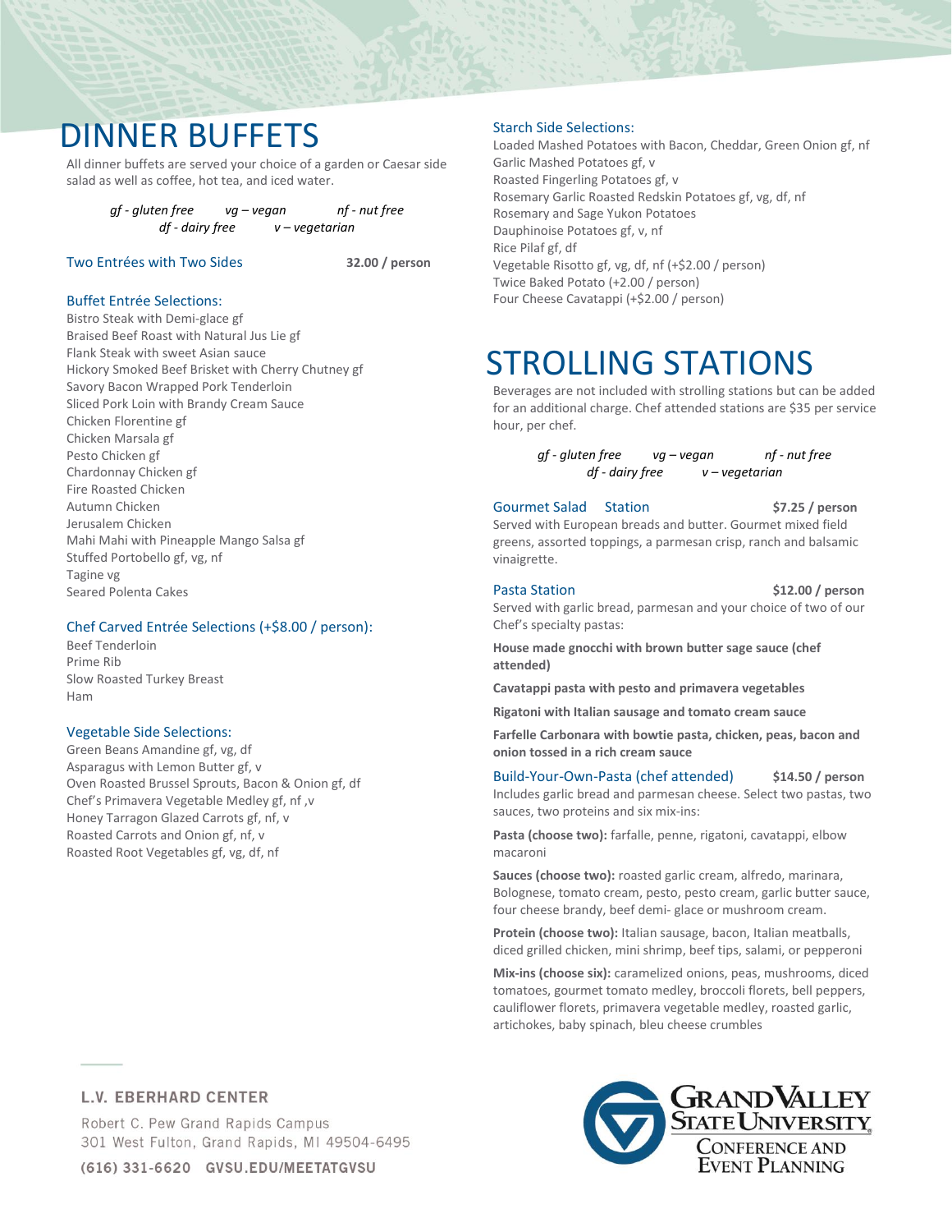# DINNER BUFFETS

All dinner buffets are served your choice of a garden or Caesar side salad as well as coffee, hot tea, and iced water.

*gf - gluten free* *vg – vegan* *nf - nut free*
*df - dairy free* *v – vegetarian*

## Two Entrées with Two Sides **32.00 / person**

### Buffet Entrée Selections:

Bistro Steak with Demi-glace gf
Braised Beef Roast with Natural Jus Lie gf
Flank Steak with sweet Asian sauce
Hickory Smoked Beef Brisket with Cherry Chutney gf
Savory Bacon Wrapped Pork Tenderloin
Sliced Pork Loin with Brandy Cream Sauce
Chicken Florentine gf
Chicken Marsala gf
Pesto Chicken gf
Chardonnay Chicken gf
Fire Roasted Chicken
Autumn Chicken
Jerusalem Chicken
Mahi Mahi with Pineapple Mango Salsa gf
Stuffed Portobello gf, vg, nf
Tagine vg
Seared Polenta Cakes

### Chef Carved Entrée Selections (+$8.00 / person):

Beef Tenderloin
Prime Rib
Slow Roasted Turkey Breast
Ham

### Vegetable Side Selections:

Green Beans Amandine gf, vg, df
Asparagus with Lemon Butter gf, v
Oven Roasted Brussel Sprouts, Bacon & Onion gf, df
Chef's Primavera Vegetable Medley gf, nf ,v
Honey Tarragon Glazed Carrots gf, nf, v
Roasted Carrots and Onion gf, nf, v
Roasted Root Vegetables gf, vg, df, nf

### Starch Side Selections:

Loaded Mashed Potatoes with Bacon, Cheddar, Green Onion gf, nf
Garlic Mashed Potatoes gf, v
Roasted Fingerling Potatoes gf, v
Rosemary Garlic Roasted Redskin Potatoes gf, vg, df, nf
Rosemary and Sage Yukon Potatoes
Dauphinoise Potatoes gf, v, nf
Rice Pilaf gf, df
Vegetable Risotto gf, vg, df, nf (+$2.00 / person)
Twice Baked Potato (+2.00 / person)
Four Cheese Cavatappi (+$2.00 / person)

# STROLLING STATIONS

Beverages are not included with strolling stations but can be added for an additional charge. Chef attended stations are $35 per service hour, per chef.

*gf - gluten free* *vg – vegan* *nf - nut free*
*df - dairy free* *v – vegetarian*

## Gourmet Salad Station **$7.25 / person**

Served with European breads and butter. Gourmet mixed field greens, assorted toppings, a parmesan crisp, ranch and balsamic vinaigrette.

## Pasta Station **$12.00 / person**

Served with garlic bread, parmesan and your choice of two of our Chef's specialty pastas:

**House made gnocchi with brown butter sage sauce (chef attended)**

**Cavatappi pasta with pesto and primavera vegetables**

**Rigatoni with Italian sausage and tomato cream sauce**

**Farfelle Carbonara with bowtie pasta, chicken, peas, bacon and onion tossed in a rich cream sauce**

## Build-Your-Own-Pasta (chef attended) **$14.50 / person**

Includes garlic bread and parmesan cheese. Select two pastas, two sauces, two proteins and six mix-ins:

**Pasta (choose two):** farfalle, penne, rigatoni, cavatappi, elbow macaroni

**Sauces (choose two):** roasted garlic cream, alfredo, marinara, Bolognese, tomato cream, pesto, pesto cream, garlic butter sauce, four cheese brandy, beef demi- glace or mushroom cream.

**Protein (choose two):** Italian sausage, bacon, Italian meatballs, diced grilled chicken, mini shrimp, beef tips, salami, or pepperoni

**Mix-ins (choose six):** caramelized onions, peas, mushrooms, diced tomatoes, gourmet tomato medley, broccoli florets, bell peppers, cauliflower florets, primavera vegetable medley, roasted garlic, artichokes, baby spinach, bleu cheese crumbles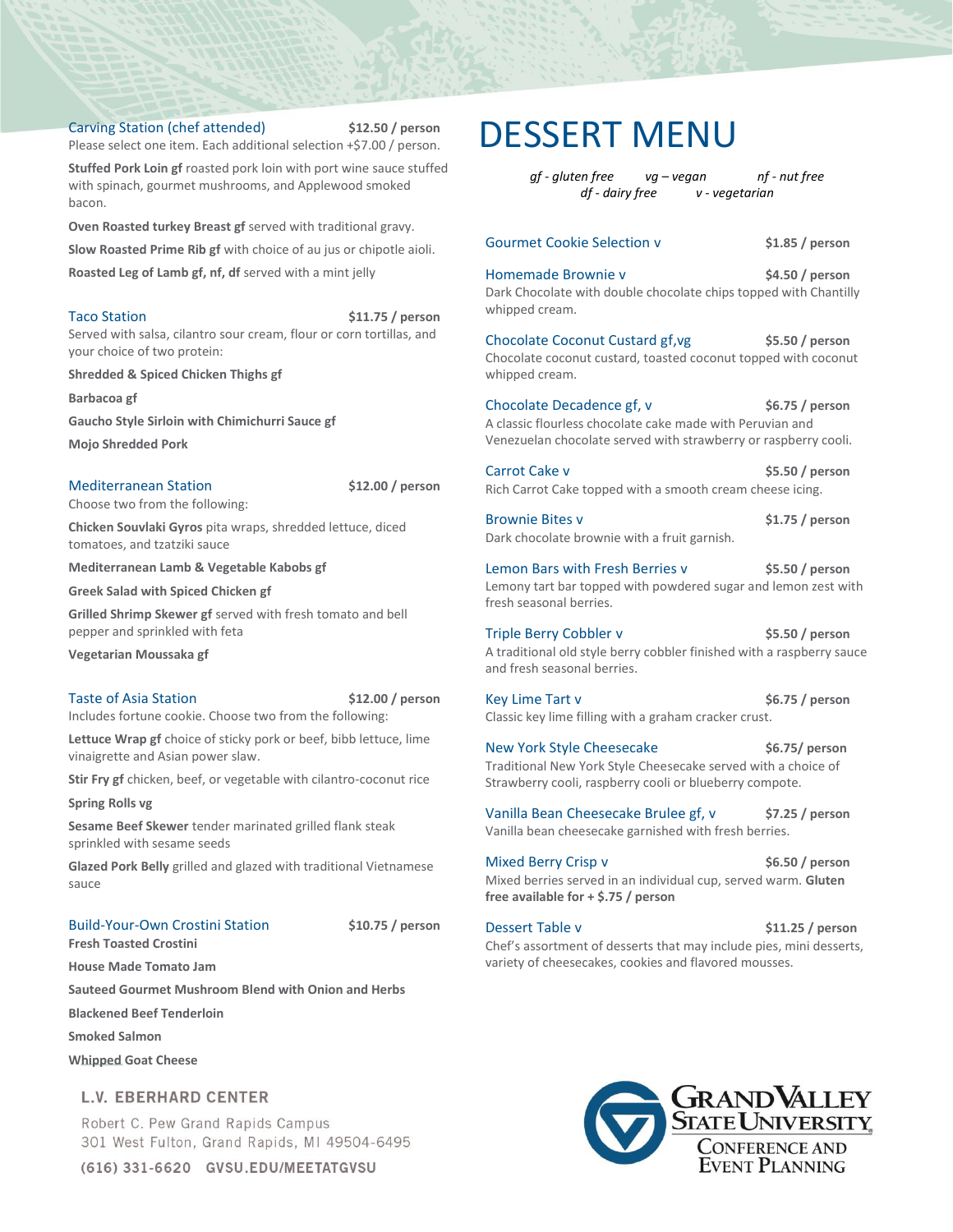### Carving Station (chef attended) — $12.50 / person

Please select one item. Each additional selection +$7.00 / person.

**Stuffed Pork Loin gf** roasted pork loin with port wine sauce stuffed with spinach, gourmet mushrooms, and Applewood smoked bacon.

**Oven Roasted turkey Breast gf** served with traditional gravy.

**Slow Roasted Prime Rib gf** with choice of au jus or chipotle aioli.

**Roasted Leg of Lamb gf, nf, df** served with a mint jelly

### Taco Station — $11.75 / person

Served with salsa, cilantro sour cream, flour or corn tortillas, and your choice of two protein:

**Shredded & Spiced Chicken Thighs gf**

**Barbacoa gf**

**Gaucho Style Sirloin with Chimichurri Sauce gf**

**Mojo Shredded Pork**

### Mediterranean Station — $12.00 / person

Choose two from the following:

**Chicken Souvlaki Gyros** pita wraps, shredded lettuce, diced tomatoes, and tzatziki sauce

**Mediterranean Lamb & Vegetable Kabobs gf**

**Greek Salad with Spiced Chicken gf**

**Grilled Shrimp Skewer gf** served with fresh tomato and bell pepper and sprinkled with feta

**Vegetarian Moussaka gf**

### Taste of Asia Station — $12.00 / person

Includes fortune cookie. Choose two from the following:

**Lettuce Wrap gf** choice of sticky pork or beef, bibb lettuce, lime vinaigrette and Asian power slaw.

**Stir Fry gf** chicken, beef, or vegetable with cilantro-coconut rice

**Spring Rolls vg**

**Sesame Beef Skewer** tender marinated grilled flank steak sprinkled with sesame seeds

**Glazed Pork Belly** grilled and glazed with traditional Vietnamese sauce

### Build-Your-Own Crostini Station — $10.75 / person

**Fresh Toasted Crostini**

**House Made Tomato Jam**

**Sauteed Gourmet Mushroom Blend with Onion and Herbs**

**Blackened Beef Tenderloin**

**Smoked Salmon**

**Whipped Goat Cheese**

# DESSERT MENU

*gf - gluten free*  *vg – vegan*  *nf - nut free*
*df - dairy free*  *v - vegetarian*

### Gourmet Cookie Selection v — $1.85 / person

### Homemade Brownie v — $4.50 / person

Dark Chocolate with double chocolate chips topped with Chantilly whipped cream.

### Chocolate Coconut Custard gf,vg — $5.50 / person

Chocolate coconut custard, toasted coconut topped with coconut whipped cream.

### Chocolate Decadence gf, v — $6.75 / person

A classic flourless chocolate cake made with Peruvian and Venezuelan chocolate served with strawberry or raspberry cooli.

### Carrot Cake v — $5.50 / person

Rich Carrot Cake topped with a smooth cream cheese icing.

### Brownie Bites v — $1.75 / person

Dark chocolate brownie with a fruit garnish.

### Lemon Bars with Fresh Berries v — $5.50 / person

Lemony tart bar topped with powdered sugar and lemon zest with fresh seasonal berries.

### Triple Berry Cobbler v — $5.50 / person

A traditional old style berry cobbler finished with a raspberry sauce and fresh seasonal berries.

### Key Lime Tart v — $6.75 / person

Classic key lime filling with a graham cracker crust.

### New York Style Cheesecake — $6.75/ person

Traditional New York Style Cheesecake served with a choice of Strawberry cooli, raspberry cooli or blueberry compote.

### Vanilla Bean Cheesecake Brulee gf, v — $7.25 / person

Vanilla bean cheesecake garnished with fresh berries.

### Mixed Berry Crisp v — $6.50 / person

Mixed berries served in an individual cup, served warm. **Gluten free available for + $.75 / person**

### Dessert Table v — $11.25 / person

Chef's assortment of desserts that may include pies, mini desserts, variety of cheesecakes, cookies and flavored mousses.

**L.V. EBERHARD CENTER**
Robert C. Pew Grand Rapids Campus
301 West Fulton, Grand Rapids, MI 49504-6495
**(616) 331-6620 GVSU.EDU/MEETATGVSU**

Grand Valley State University
Conference and Event Planning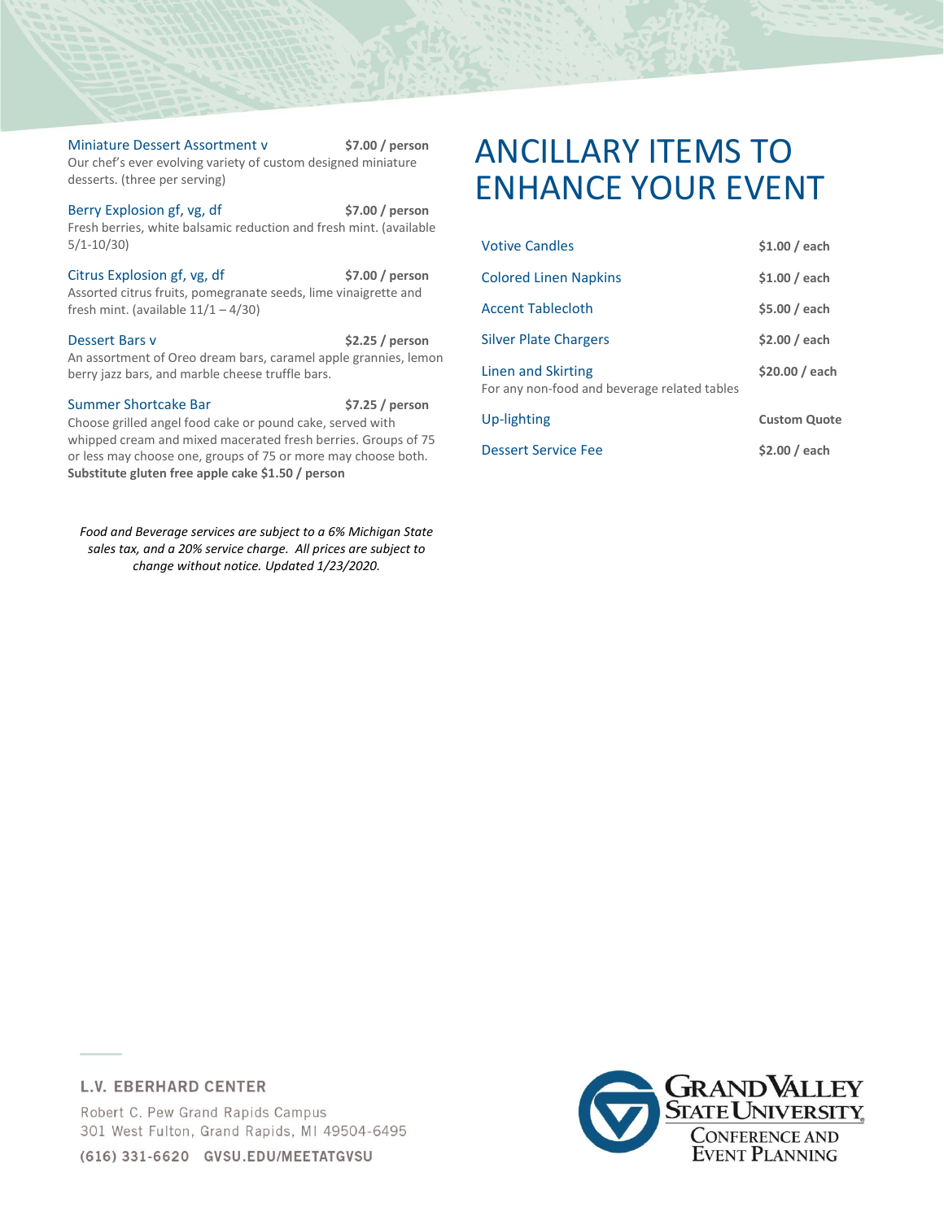Miniature Dessert Assortment v **$7.00 / person**
Our chef's ever evolving variety of custom designed miniature desserts. (three per serving)

Berry Explosion gf, vg, df **$7.00 / person**
Fresh berries, white balsamic reduction and fresh mint. (available 5/1-10/30)

Citrus Explosion gf, vg, df **$7.00 / person**
Assorted citrus fruits, pomegranate seeds, lime vinaigrette and fresh mint. (available 11/1 – 4/30)

Dessert Bars v **$2.25 / person**
An assortment of Oreo dream bars, caramel apple grannies, lemon berry jazz bars, and marble cheese truffle bars.

Summer Shortcake Bar **$7.25 / person**
Choose grilled angel food cake or pound cake, served with whipped cream and mixed macerated fresh berries. Groups of 75 or less may choose one, groups of 75 or more may choose both.
**Substitute gluten free apple cake $1.50 / person**

*Food and Beverage services are subject to a 6% Michigan State sales tax, and a 20% service charge. All prices are subject to change without notice. Updated 1/23/2020.*

# ANCILLARY ITEMS TO ENHANCE YOUR EVENT

| | |
|---|---|
| Votive Candles | **$1.00 / each** |
| Colored Linen Napkins | **$1.00 / each** |
| Accent Tablecloth | **$5.00 / each** |
| Silver Plate Chargers | **$2.00 / each** |
| Linen and Skirting<br>For any non-food and beverage related tables | **$20.00 / each** |
| Up-lighting | **Custom Quote** |
| Dessert Service Fee | **$2.00 / each** |

**L.V. EBERHARD CENTER**
Robert C. Pew Grand Rapids Campus
301 West Fulton, Grand Rapids, MI 49504-6495
**(616) 331-6620 GVSU.EDU/MEETATGVSU**

Grand Valley State University
Conference and Event Planning